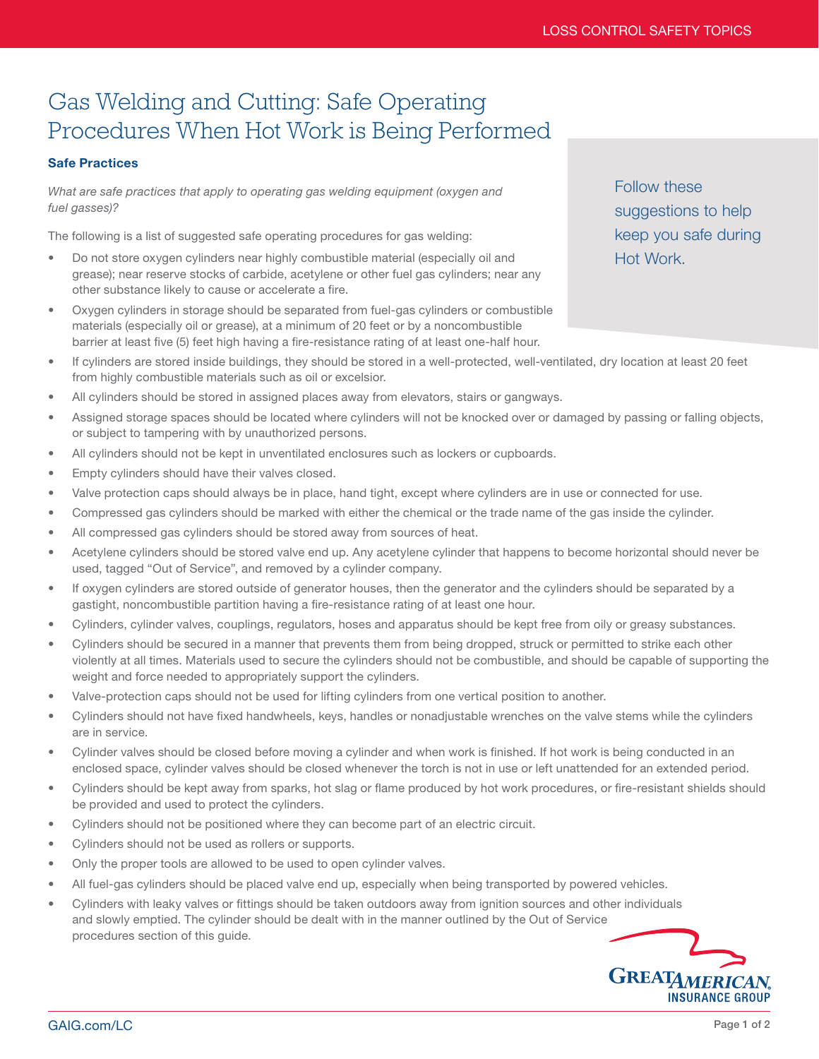# Gas Welding and Cutting: Safe Operating Procedures When Hot Work is Being Performed

Follow these suggestions to help keep you safe during Hot Work.

### Safe Practices

*What are safe practices that apply to operating gas welding equipment (oxygen and fuel gasses)?*

The following is a list of suggested safe operating procedures for gas welding:

- Do not store oxygen cylinders near highly combustible material (especially oil and grease); near reserve stocks of carbide, acetylene or other fuel gas cylinders; near any other substance likely to cause or accelerate a fire.
- Oxygen cylinders in storage should be separated from fuel-gas cylinders or combustible materials (especially oil or grease), at a minimum of 20 feet or by a noncombustible barrier at least five (5) feet high having a fire-resistance rating of at least one-half hour.
- If cylinders are stored inside buildings, they should be stored in a well-protected, well-ventilated, dry location at least 20 feet from highly combustible materials such as oil or excelsior.
- All cylinders should be stored in assigned places away from elevators, stairs or gangways.
- Assigned storage spaces should be located where cylinders will not be knocked over or damaged by passing or falling objects, or subject to tampering with by unauthorized persons.
- All cylinders should not be kept in unventilated enclosures such as lockers or cupboards.
- Empty cylinders should have their valves closed.
- Valve protection caps should always be in place, hand tight, except where cylinders are in use or connected for use.
- Compressed gas cylinders should be marked with either the chemical or the trade name of the gas inside the cylinder.
- All compressed gas cylinders should be stored away from sources of heat.
- Acetylene cylinders should be stored valve end up. Any acetylene cylinder that happens to become horizontal should never be used, tagged "Out of Service", and removed by a cylinder company.
- If oxygen cylinders are stored outside of generator houses, then the generator and the cylinders should be separated by a gastight, noncombustible partition having a fire-resistance rating of at least one hour.
- Cylinders, cylinder valves, couplings, regulators, hoses and apparatus should be kept free from oily or greasy substances.
- Cylinders should be secured in a manner that prevents them from being dropped, struck or permitted to strike each other violently at all times. Materials used to secure the cylinders should not be combustible, and should be capable of supporting the weight and force needed to appropriately support the cylinders.
- Valve-protection caps should not be used for lifting cylinders from one vertical position to another.
- Cylinders should not have fixed handwheels, keys, handles or nonadjustable wrenches on the valve stems while the cylinders are in service.
- Cylinder valves should be closed before moving a cylinder and when work is finished. If hot work is being conducted in an enclosed space, cylinder valves should be closed whenever the torch is not in use or left unattended for an extended period.
- Cylinders should be kept away from sparks, hot slag or flame produced by hot work procedures, or fire-resistant shields should be provided and used to protect the cylinders.
- Cylinders should not be positioned where they can become part of an electric circuit.
- Cylinders should not be used as rollers or supports.
- Only the proper tools are allowed to be used to open cylinder valves.
- All fuel-gas cylinders should be placed valve end up, especially when being transported by powered vehicles.
- Cylinders with leaky valves or fittings should be taken outdoors away from ignition sources and other individuals and slowly emptied. The cylinder should be dealt with in the manner outlined by the Out of Service procedures section of this guide.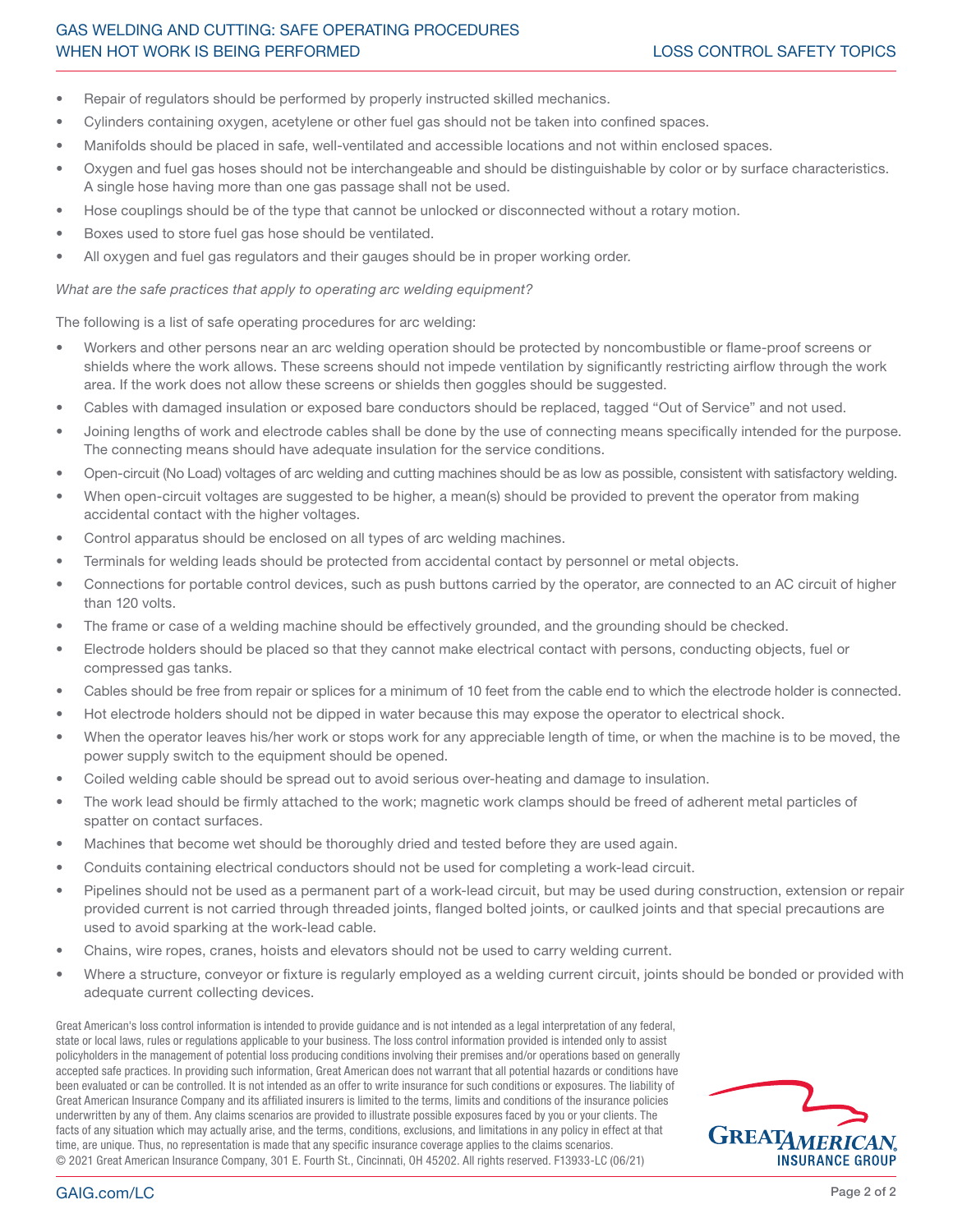- Repair of regulators should be performed by properly instructed skilled mechanics.
- Cylinders containing oxygen, acetylene or other fuel gas should not be taken into confined spaces.
- Manifolds should be placed in safe, well-ventilated and accessible locations and not within enclosed spaces.
- Oxygen and fuel gas hoses should not be interchangeable and should be distinguishable by color or by surface characteristics. A single hose having more than one gas passage shall not be used.
- Hose couplings should be of the type that cannot be unlocked or disconnected without a rotary motion.
- Boxes used to store fuel gas hose should be ventilated.
- All oxygen and fuel gas regulators and their gauges should be in proper working order.

*What are the safe practices that apply to operating arc welding equipment?*

The following is a list of safe operating procedures for arc welding:

- Workers and other persons near an arc welding operation should be protected by noncombustible or flame-proof screens or shields where the work allows. These screens should not impede ventilation by significantly restricting airflow through the work area. If the work does not allow these screens or shields then goggles should be suggested.
- Cables with damaged insulation or exposed bare conductors should be replaced, tagged "Out of Service" and not used.
- Joining lengths of work and electrode cables shall be done by the use of connecting means specifically intended for the purpose. The connecting means should have adequate insulation for the service conditions.
- Open-circuit (No Load) voltages of arc welding and cutting machines should be as low as possible, consistent with satisfactory welding.
- When open-circuit voltages are suggested to be higher, a mean(s) should be provided to prevent the operator from making accidental contact with the higher voltages.
- Control apparatus should be enclosed on all types of arc welding machines.
- Terminals for welding leads should be protected from accidental contact by personnel or metal objects.
- Connections for portable control devices, such as push buttons carried by the operator, are connected to an AC circuit of higher than 120 volts.
- The frame or case of a welding machine should be effectively grounded, and the grounding should be checked.
- Electrode holders should be placed so that they cannot make electrical contact with persons, conducting objects, fuel or compressed gas tanks.
- Cables should be free from repair or splices for a minimum of 10 feet from the cable end to which the electrode holder is connected.
- Hot electrode holders should not be dipped in water because this may expose the operator to electrical shock.
- When the operator leaves his/her work or stops work for any appreciable length of time, or when the machine is to be moved, the power supply switch to the equipment should be opened.
- Coiled welding cable should be spread out to avoid serious over-heating and damage to insulation.
- The work lead should be firmly attached to the work; magnetic work clamps should be freed of adherent metal particles of spatter on contact surfaces.
- Machines that become wet should be thoroughly dried and tested before they are used again.
- Conduits containing electrical conductors should not be used for completing a work-lead circuit.
- Pipelines should not be used as a permanent part of a work-lead circuit, but may be used during construction, extension or repair provided current is not carried through threaded joints, flanged bolted joints, or caulked joints and that special precautions are used to avoid sparking at the work-lead cable.
- Chains, wire ropes, cranes, hoists and elevators should not be used to carry welding current.
- Where a structure, conveyor or fixture is regularly employed as a welding current circuit, joints should be bonded or provided with adequate current collecting devices.

Great American's loss control information is intended to provide guidance and is not intended as a legal interpretation of any federal, state or local laws, rules or regulations applicable to your business. The loss control information provided is intended only to assist policyholders in the management of potential loss producing conditions involving their premises and/or operations based on generally accepted safe practices. In providing such information, Great American does not warrant that all potential hazards or conditions have been evaluated or can be controlled. It is not intended as an offer to write insurance for such conditions or exposures. The liability of Great American Insurance Company and its affiliated insurers is limited to the terms, limits and conditions of the insurance policies underwritten by any of them. Any claims scenarios are provided to illustrate possible exposures faced by you or your clients. The facts of any situation which may actually arise, and the terms, conditions, exclusions, and limitations in any policy in effect at that time, are unique. Thus, no representation is made that any specific insurance coverage applies to the claims scenarios.
© 2021 Great American Insurance Company, 301 E. Fourth St., Cincinnati, OH 45202. All rights reserved. F13933-LC (06/21)

GREAT AMERICAN INSURANCE GROUP

GAIG.com/LC